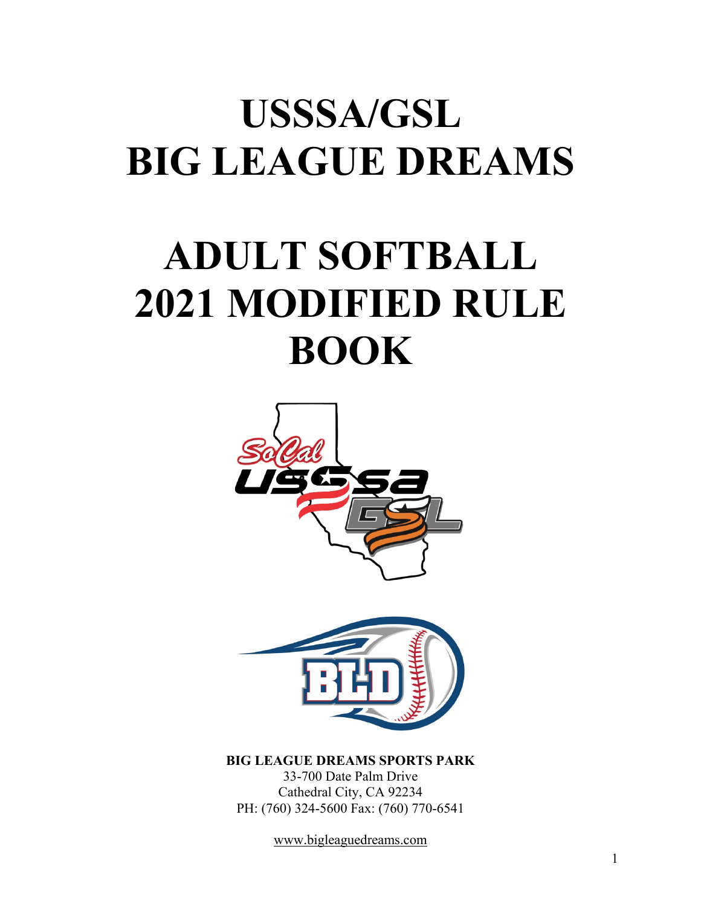# USSSA/GSL
# BIG LEAGUE DREAMS

# ADULT SOFTBALL 2021 MODIFIED RULE BOOK

**BIG LEAGUE DREAMS SPORTS PARK**
33-700 Date Palm Drive
Cathedral City, CA 92234
PH: (760) 324-5600 Fax: (760) 770-6541

www.bigleaguedreams.com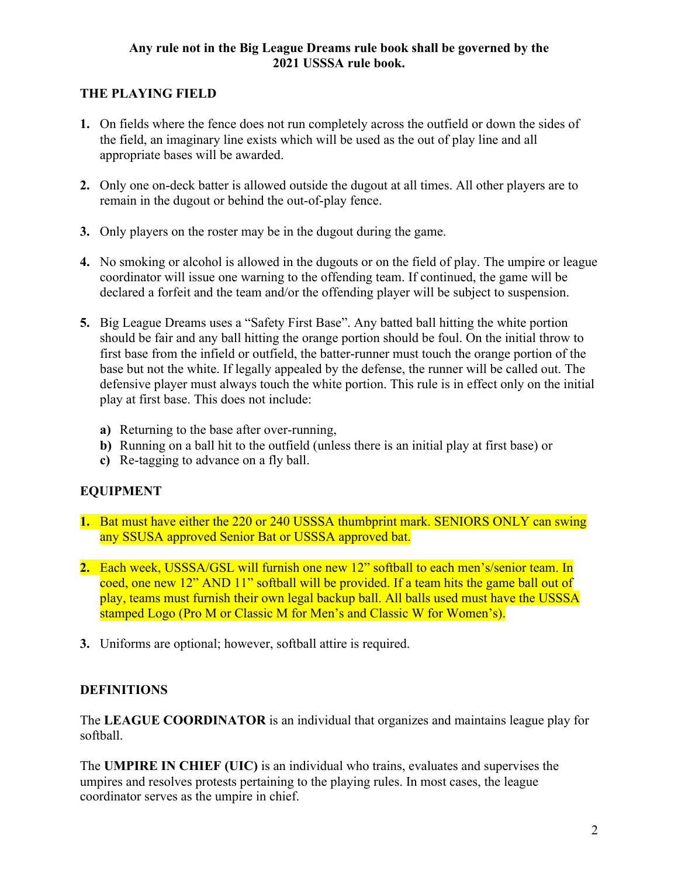**Any rule not in the Big League Dreams rule book shall be governed by the 2021 USSSA rule book.**

## THE PLAYING FIELD

1. On fields where the fence does not run completely across the outfield or down the sides of the field, an imaginary line exists which will be used as the out of play line and all appropriate bases will be awarded.

2. Only one on-deck batter is allowed outside the dugout at all times. All other players are to remain in the dugout or behind the out-of-play fence.

3. Only players on the roster may be in the dugout during the game.

4. No smoking or alcohol is allowed in the dugouts or on the field of play. The umpire or league coordinator will issue one warning to the offending team. If continued, the game will be declared a forfeit and the team and/or the offending player will be subject to suspension.

5. Big League Dreams uses a "Safety First Base". Any batted ball hitting the white portion should be fair and any ball hitting the orange portion should be foul. On the initial throw to first base from the infield or outfield, the batter-runner must touch the orange portion of the base but not the white. If legally appealed by the defense, the runner will be called out. The defensive player must always touch the white portion. This rule is in effect only on the initial play at first base. This does not include:

   a) Returning to the base after over-running,
   b) Running on a ball hit to the outfield (unless there is an initial play at first base) or
   c) Re-tagging to advance on a fly ball.

## EQUIPMENT

1. Bat must have either the 220 or 240 USSSA thumbprint mark. SENIORS ONLY can swing any SSUSA approved Senior Bat or USSSA approved bat.

2. Each week, USSSA/GSL will furnish one new 12" softball to each men's/senior team. In coed, one new 12" AND 11" softball will be provided. If a team hits the game ball out of play, teams must furnish their own legal backup ball. All balls used must have the USSSA stamped Logo (Pro M or Classic M for Men's and Classic W for Women's).

3. Uniforms are optional; however, softball attire is required.

## DEFINITIONS

The **LEAGUE COORDINATOR** is an individual that organizes and maintains league play for softball.

The **UMPIRE IN CHIEF (UIC)** is an individual who trains, evaluates and supervises the umpires and resolves protests pertaining to the playing rules. In most cases, the league coordinator serves as the umpire in chief.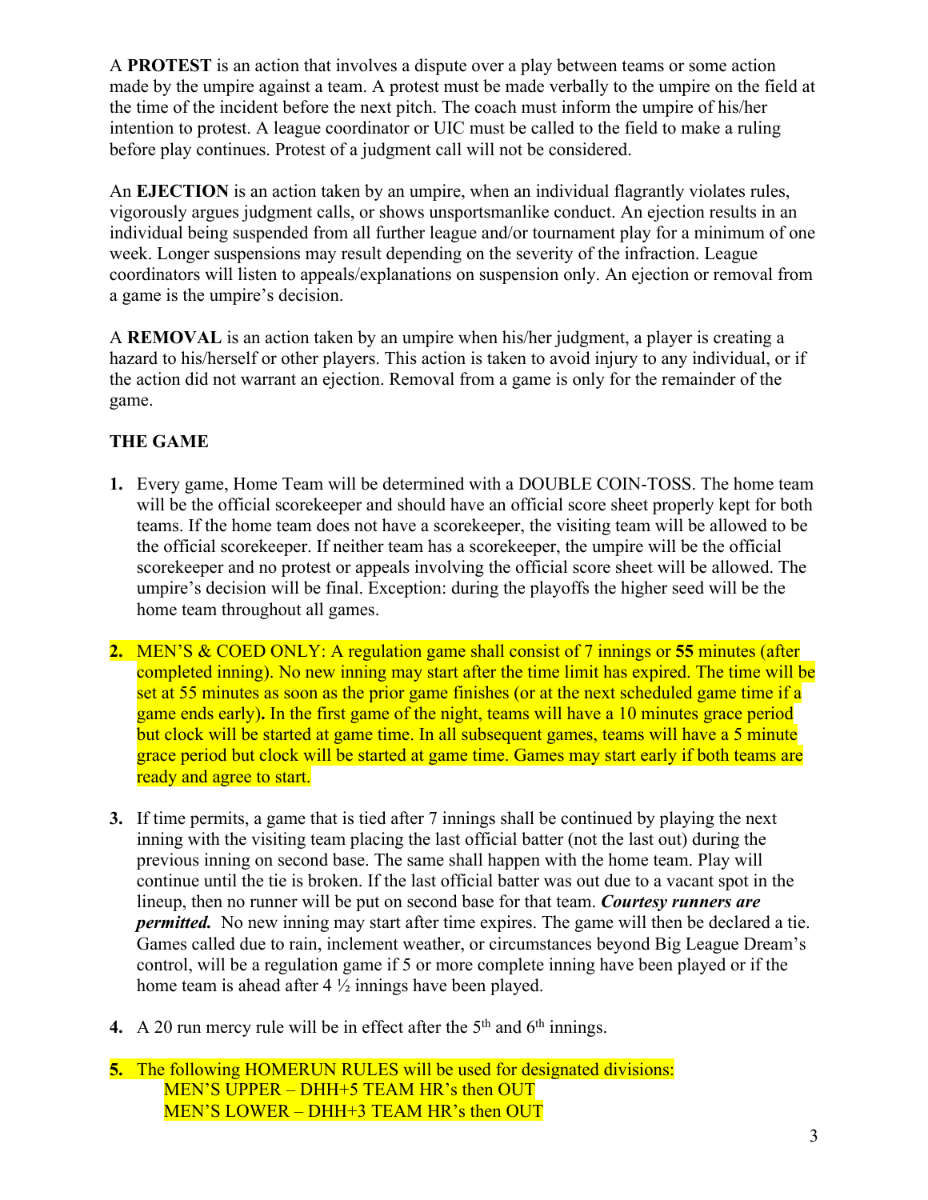A **PROTEST** is an action that involves a dispute over a play between teams or some action made by the umpire against a team. A protest must be made verbally to the umpire on the field at the time of the incident before the next pitch. The coach must inform the umpire of his/her intention to protest. A league coordinator or UIC must be called to the field to make a ruling before play continues. Protest of a judgment call will not be considered.

An **EJECTION** is an action taken by an umpire, when an individual flagrantly violates rules, vigorously argues judgment calls, or shows unsportsmanlike conduct. An ejection results in an individual being suspended from all further league and/or tournament play for a minimum of one week. Longer suspensions may result depending on the severity of the infraction. League coordinators will listen to appeals/explanations on suspension only. An ejection or removal from a game is the umpire's decision.

A **REMOVAL** is an action taken by an umpire when his/her judgment, a player is creating a hazard to his/herself or other players. This action is taken to avoid injury to any individual, or if the action did not warrant an ejection. Removal from a game is only for the remainder of the game.

**THE GAME**

1. Every game, Home Team will be determined with a DOUBLE COIN-TOSS. The home team will be the official scorekeeper and should have an official score sheet properly kept for both teams. If the home team does not have a scorekeeper, the visiting team will be allowed to be the official scorekeeper. If neither team has a scorekeeper, the umpire will be the official scorekeeper and no protest or appeals involving the official score sheet will be allowed. The umpire's decision will be final. Exception: during the playoffs the higher seed will be the home team throughout all games.

2. MEN'S & COED ONLY: A regulation game shall consist of 7 innings or **55** minutes (after completed inning). No new inning may start after the time limit has expired. The time will be set at 55 minutes as soon as the prior game finishes (or at the next scheduled game time if a game ends early)**.** In the first game of the night, teams will have a 10 minutes grace period but clock will be started at game time. In all subsequent games, teams will have a 5 minute grace period but clock will be started at game time. Games may start early if both teams are ready and agree to start.

3. If time permits, a game that is tied after 7 innings shall be continued by playing the next inning with the visiting team placing the last official batter (not the last out) during the previous inning on second base. The same shall happen with the home team. Play will continue until the tie is broken. If the last official batter was out due to a vacant spot in the lineup, then no runner will be put on second base for that team. ***Courtesy runners are permitted.*** No new inning may start after time expires. The game will then be declared a tie. Games called due to rain, inclement weather, or circumstances beyond Big League Dream's control, will be a regulation game if 5 or more complete inning have been played or if the home team is ahead after 4 ½ innings have been played.

4. A 20 run mercy rule will be in effect after the 5th and 6th innings.

5. The following HOMERUN RULES will be used for designated divisions:
   MEN'S UPPER – DHH+5 TEAM HR's then OUT
   MEN'S LOWER – DHH+3 TEAM HR's then OUT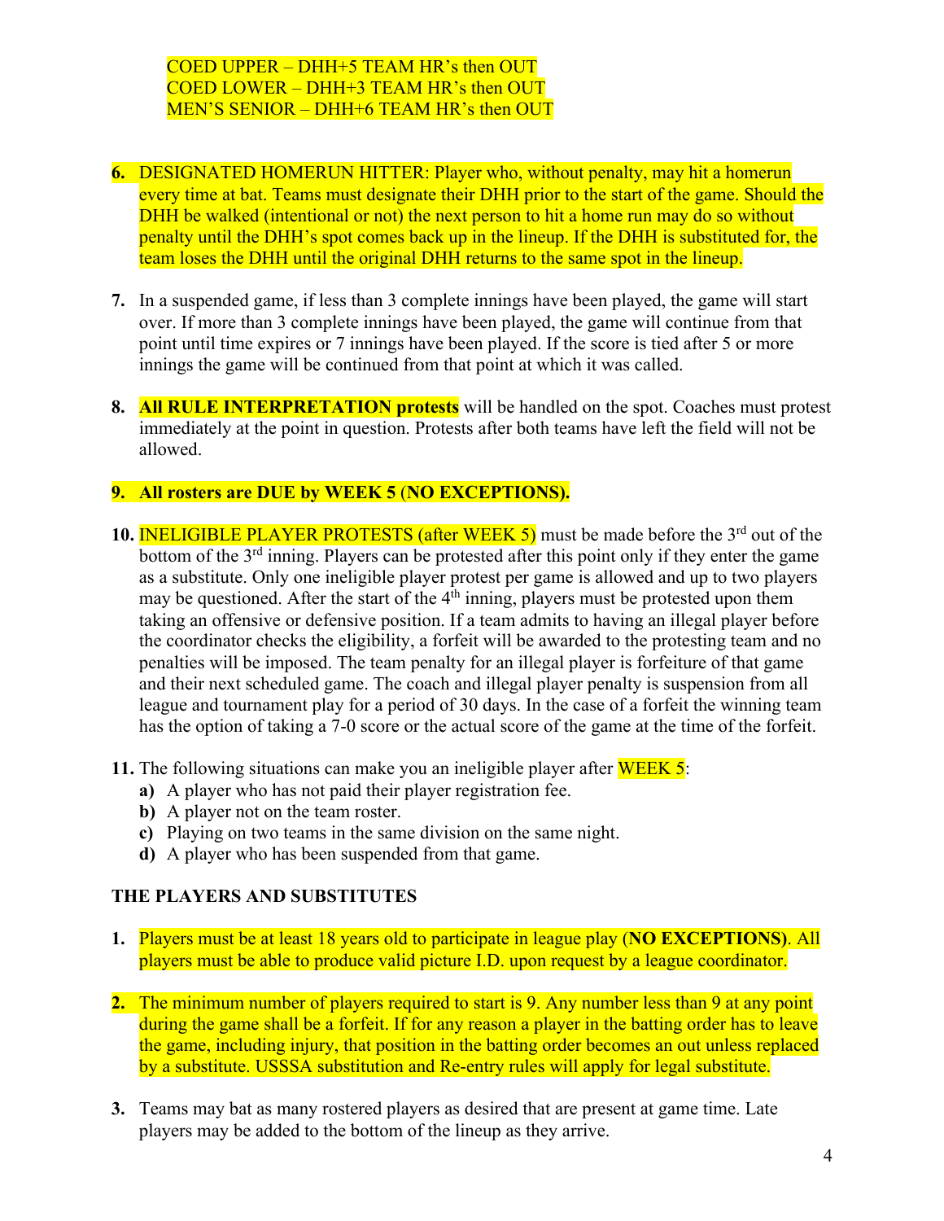COED UPPER – DHH+5 TEAM HR's then OUT
COED LOWER – DHH+3 TEAM HR's then OUT
MEN'S SENIOR – DHH+6 TEAM HR's then OUT

6. DESIGNATED HOMERUN HITTER: Player who, without penalty, may hit a homerun every time at bat. Teams must designate their DHH prior to the start of the game. Should the DHH be walked (intentional or not) the next person to hit a home run may do so without penalty until the DHH's spot comes back up in the lineup. If the DHH is substituted for, the team loses the DHH until the original DHH returns to the same spot in the lineup.

7. In a suspended game, if less than 3 complete innings have been played, the game will start over. If more than 3 complete innings have been played, the game will continue from that point until time expires or 7 innings have been played. If the score is tied after 5 or more innings the game will be continued from that point at which it was called.

8. **All RULE INTERPRETATION protests** will be handled on the spot. Coaches must protest immediately at the point in question. Protests after both teams have left the field will not be allowed.

9. **All rosters are DUE by WEEK 5 (NO EXCEPTIONS).**

10. INELIGIBLE PLAYER PROTESTS (after WEEK 5) must be made before the 3rd out of the bottom of the 3rd inning. Players can be protested after this point only if they enter the game as a substitute. Only one ineligible player protest per game is allowed and up to two players may be questioned. After the start of the 4th inning, players must be protested upon them taking an offensive or defensive position. If a team admits to having an illegal player before the coordinator checks the eligibility, a forfeit will be awarded to the protesting team and no penalties will be imposed. The team penalty for an illegal player is forfeiture of that game and their next scheduled game. The coach and illegal player penalty is suspension from all league and tournament play for a period of 30 days. In the case of a forfeit the winning team has the option of taking a 7-0 score or the actual score of the game at the time of the forfeit.

11. The following situations can make you an ineligible player after WEEK 5:
    a) A player who has not paid their player registration fee.
    b) A player not on the team roster.
    c) Playing on two teams in the same division on the same night.
    d) A player who has been suspended from that game.

**THE PLAYERS AND SUBSTITUTES**

1. Players must be at least 18 years old to participate in league play (**NO EXCEPTIONS**). All players must be able to produce valid picture I.D. upon request by a league coordinator.

2. The minimum number of players required to start is 9. Any number less than 9 at any point during the game shall be a forfeit. If for any reason a player in the batting order has to leave the game, including injury, that position in the batting order becomes an out unless replaced by a substitute. USSSA substitution and Re-entry rules will apply for legal substitute.

3. Teams may bat as many rostered players as desired that are present at game time. Late players may be added to the bottom of the lineup as they arrive.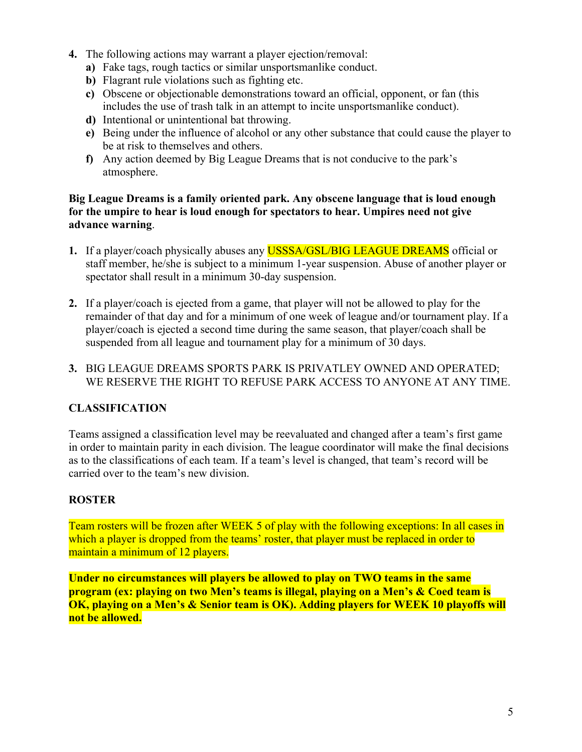4. The following actions may warrant a player ejection/removal:
   - **a)** Fake tags, rough tactics or similar unsportsmanlike conduct.
   - **b)** Flagrant rule violations such as fighting etc.
   - **c)** Obscene or objectionable demonstrations toward an official, opponent, or fan (this includes the use of trash talk in an attempt to incite unsportsmanlike conduct).
   - **d)** Intentional or unintentional bat throwing.
   - **e)** Being under the influence of alcohol or any other substance that could cause the player to be at risk to themselves and others.
   - **f)** Any action deemed by Big League Dreams that is not conducive to the park's atmosphere.

**Big League Dreams is a family oriented park. Any obscene language that is loud enough for the umpire to hear is loud enough for spectators to hear. Umpires need not give advance warning**.

1. If a player/coach physically abuses any USSSA/GSL/BIG LEAGUE DREAMS official or staff member, he/she is subject to a minimum 1-year suspension. Abuse of another player or spectator shall result in a minimum 30-day suspension.

2. If a player/coach is ejected from a game, that player will not be allowed to play for the remainder of that day and for a minimum of one week of league and/or tournament play. If a player/coach is ejected a second time during the same season, that player/coach shall be suspended from all league and tournament play for a minimum of 30 days.

3. BIG LEAGUE DREAMS SPORTS PARK IS PRIVATLEY OWNED AND OPERATED; WE RESERVE THE RIGHT TO REFUSE PARK ACCESS TO ANYONE AT ANY TIME.

## CLASSIFICATION

Teams assigned a classification level may be reevaluated and changed after a team's first game in order to maintain parity in each division. The league coordinator will make the final decisions as to the classifications of each team. If a team's level is changed, that team's record will be carried over to the team's new division.

## ROSTER

Team rosters will be frozen after WEEK 5 of play with the following exceptions: In all cases in which a player is dropped from the teams' roster, that player must be replaced in order to maintain a minimum of 12 players.

**Under no circumstances will players be allowed to play on TWO teams in the same program (ex: playing on two Men's teams is illegal, playing on a Men's & Coed team is OK, playing on a Men's & Senior team is OK). Adding players for WEEK 10 playoffs will not be allowed.**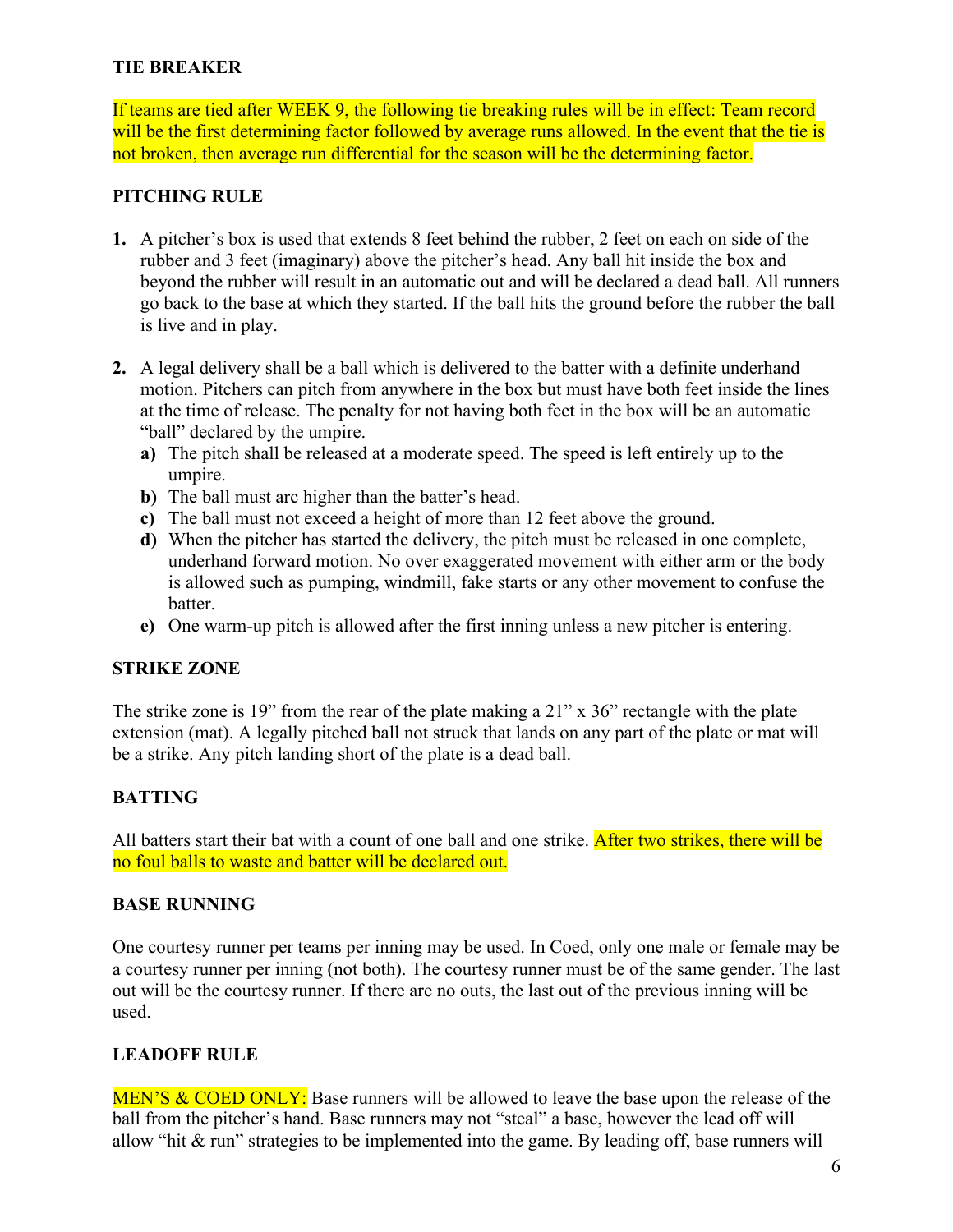**TIE BREAKER**

If teams are tied after WEEK 9, the following tie breaking rules will be in effect: Team record will be the first determining factor followed by average runs allowed. In the event that the tie is not broken, then average run differential for the season will be the determining factor.

**PITCHING RULE**

1. A pitcher's box is used that extends 8 feet behind the rubber, 2 feet on each on side of the rubber and 3 feet (imaginary) above the pitcher's head. Any ball hit inside the box and beyond the rubber will result in an automatic out and will be declared a dead ball. All runners go back to the base at which they started. If the ball hits the ground before the rubber the ball is live and in play.

2. A legal delivery shall be a ball which is delivered to the batter with a definite underhand motion. Pitchers can pitch from anywhere in the box but must have both feet inside the lines at the time of release. The penalty for not having both feet in the box will be an automatic "ball" declared by the umpire.
   a) The pitch shall be released at a moderate speed. The speed is left entirely up to the umpire.
   b) The ball must arc higher than the batter's head.
   c) The ball must not exceed a height of more than 12 feet above the ground.
   d) When the pitcher has started the delivery, the pitch must be released in one complete, underhand forward motion. No over exaggerated movement with either arm or the body is allowed such as pumping, windmill, fake starts or any other movement to confuse the batter.
   e) One warm-up pitch is allowed after the first inning unless a new pitcher is entering.

**STRIKE ZONE**

The strike zone is 19" from the rear of the plate making a 21" x 36" rectangle with the plate extension (mat). A legally pitched ball not struck that lands on any part of the plate or mat will be a strike. Any pitch landing short of the plate is a dead ball.

**BATTING**

All batters start their bat with a count of one ball and one strike. After two strikes, there will be no foul balls to waste and batter will be declared out.

**BASE RUNNING**

One courtesy runner per teams per inning may be used. In Coed, only one male or female may be a courtesy runner per inning (not both). The courtesy runner must be of the same gender. The last out will be the courtesy runner. If there are no outs, the last out of the previous inning will be used.

**LEADOFF RULE**

MEN'S & COED ONLY: Base runners will be allowed to leave the base upon the release of the ball from the pitcher's hand. Base runners may not "steal" a base, however the lead off will allow "hit & run" strategies to be implemented into the game. By leading off, base runners will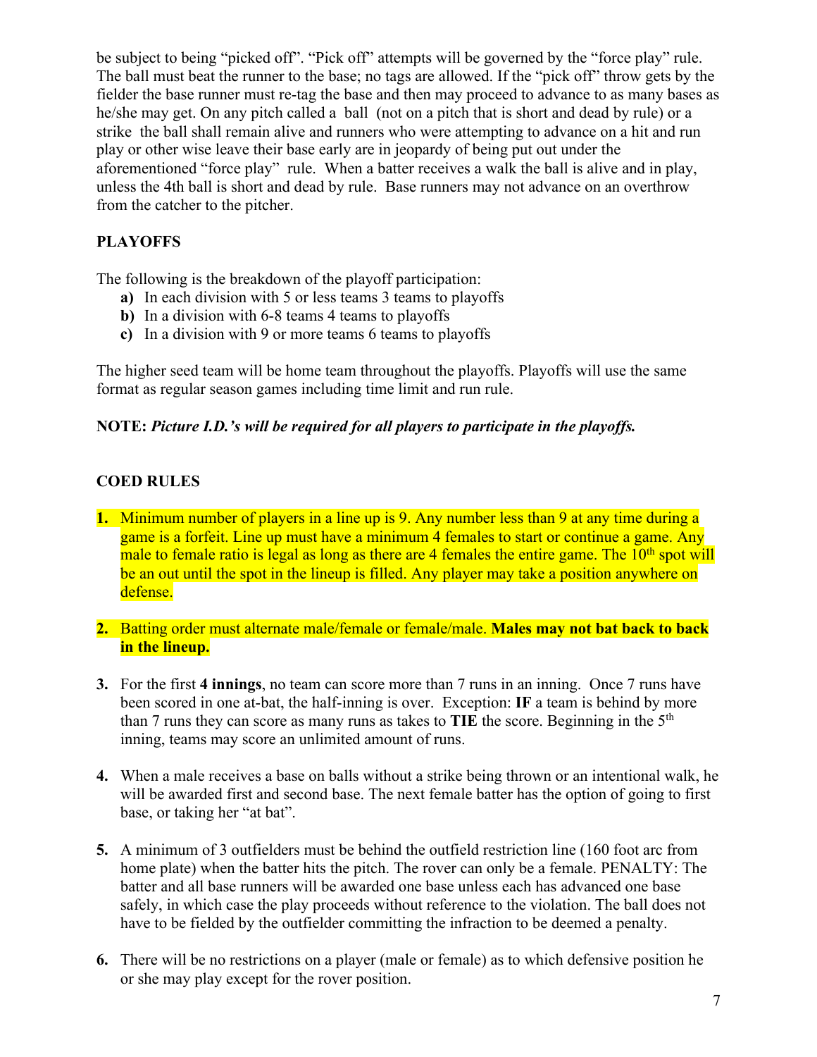be subject to being "picked off". "Pick off" attempts will be governed by the "force play" rule. The ball must beat the runner to the base; no tags are allowed. If the "pick off" throw gets by the fielder the base runner must re-tag the base and then may proceed to advance to as many bases as he/she may get. On any pitch called a ball (not on a pitch that is short and dead by rule) or a strike the ball shall remain alive and runners who were attempting to advance on a hit and run play or other wise leave their base early are in jeopardy of being put out under the aforementioned "force play" rule. When a batter receives a walk the ball is alive and in play, unless the 4th ball is short and dead by rule. Base runners may not advance on an overthrow from the catcher to the pitcher.

**PLAYOFFS**

The following is the breakdown of the playoff participation:

- **a)** In each division with 5 or less teams 3 teams to playoffs
- **b)** In a division with 6-8 teams 4 teams to playoffs
- **c)** In a division with 9 or more teams 6 teams to playoffs

The higher seed team will be home team throughout the playoffs. Playoffs will use the same format as regular season games including time limit and run rule.

**NOTE:** ***Picture I.D.'s will be required for all players to participate in the playoffs.***

**COED RULES**

1. Minimum number of players in a line up is 9. Any number less than 9 at any time during a game is a forfeit. Line up must have a minimum 4 females to start or continue a game. Any male to female ratio is legal as long as there are 4 females the entire game. The 10th spot will be an out until the spot in the lineup is filled. Any player may take a position anywhere on defense.

2. Batting order must alternate male/female or female/male. **Males may not bat back to back in the lineup.**

3. For the first **4 innings**, no team can score more than 7 runs in an inning. Once 7 runs have been scored in one at-bat, the half-inning is over. Exception: **IF** a team is behind by more than 7 runs they can score as many runs as takes to **TIE** the score. Beginning in the 5th inning, teams may score an unlimited amount of runs.

4. When a male receives a base on balls without a strike being thrown or an intentional walk, he will be awarded first and second base. The next female batter has the option of going to first base, or taking her "at bat".

5. A minimum of 3 outfielders must be behind the outfield restriction line (160 foot arc from home plate) when the batter hits the pitch. The rover can only be a female. PENALTY: The batter and all base runners will be awarded one base unless each has advanced one base safely, in which case the play proceeds without reference to the violation. The ball does not have to be fielded by the outfielder committing the infraction to be deemed a penalty.

6. There will be no restrictions on a player (male or female) as to which defensive position he or she may play except for the rover position.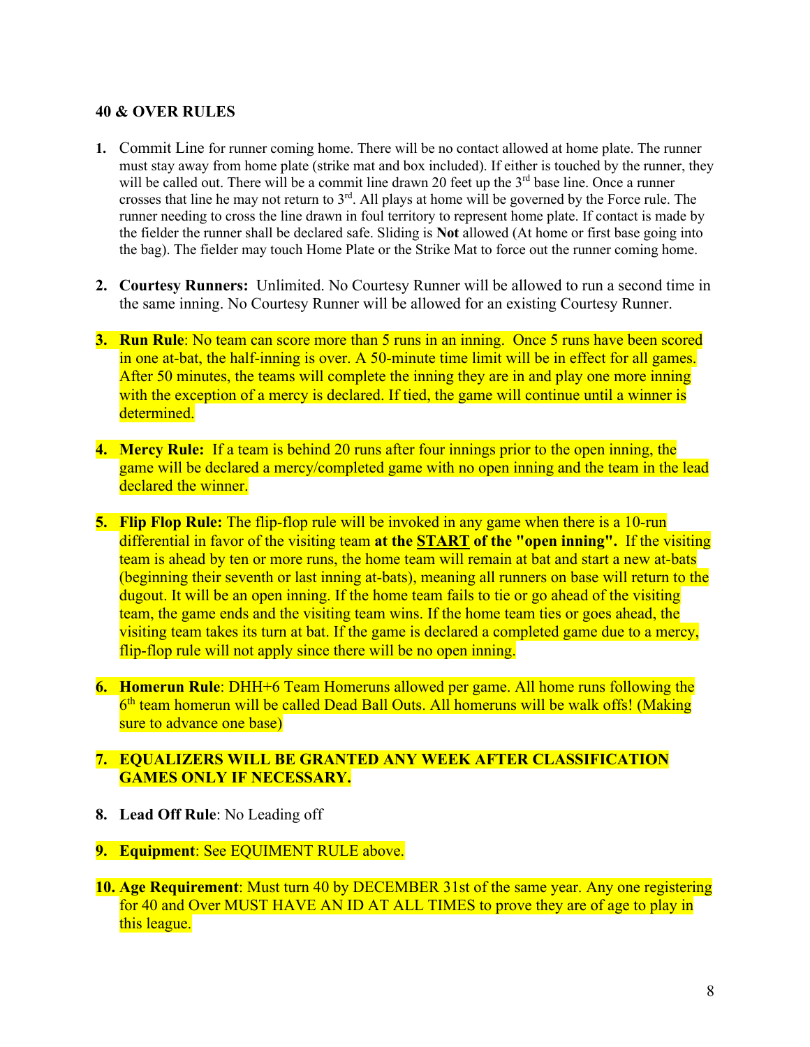**40 & OVER RULES**

1. Commit Line for runner coming home. There will be no contact allowed at home plate. The runner must stay away from home plate (strike mat and box included). If either is touched by the runner, they will be called out. There will be a commit line drawn 20 feet up the 3rd base line. Once a runner crosses that line he may not return to 3rd. All plays at home will be governed by the Force rule. The runner needing to cross the line drawn in foul territory to represent home plate. If contact is made by the fielder the runner shall be declared safe. Sliding is **Not** allowed (At home or first base going into the bag). The fielder may touch Home Plate or the Strike Mat to force out the runner coming home.

2. **Courtesy Runners:** Unlimited. No Courtesy Runner will be allowed to run a second time in the same inning. No Courtesy Runner will be allowed for an existing Courtesy Runner.

3. **Run Rule**: No team can score more than 5 runs in an inning. Once 5 runs have been scored in one at-bat, the half-inning is over. A 50-minute time limit will be in effect for all games. After 50 minutes, the teams will complete the inning they are in and play one more inning with the exception of a mercy is declared. If tied, the game will continue until a winner is determined.

4. **Mercy Rule:** If a team is behind 20 runs after four innings prior to the open inning, the game will be declared a mercy/completed game with no open inning and the team in the lead declared the winner.

5. **Flip Flop Rule:** The flip-flop rule will be invoked in any game when there is a 10-run differential in favor of the visiting team **at the START of the "open inning".** If the visiting team is ahead by ten or more runs, the home team will remain at bat and start a new at-bats (beginning their seventh or last inning at-bats), meaning all runners on base will return to the dugout. It will be an open inning. If the home team fails to tie or go ahead of the visiting team, the game ends and the visiting team wins. If the home team ties or goes ahead, the visiting team takes its turn at bat. If the game is declared a completed game due to a mercy, flip-flop rule will not apply since there will be no open inning.

6. **Homerun Rule**: DHH+6 Team Homeruns allowed per game. All home runs following the 6th team homerun will be called Dead Ball Outs. All homeruns will be walk offs! (Making sure to advance one base)

7. **EQUALIZERS WILL BE GRANTED ANY WEEK AFTER CLASSIFICATION GAMES ONLY IF NECESSARY.**

8. **Lead Off Rule**: No Leading off

9. **Equipment**: See EQUIMENT RULE above.

10. **Age Requirement**: Must turn 40 by DECEMBER 31st of the same year. Any one registering for 40 and Over MUST HAVE AN ID AT ALL TIMES to prove they are of age to play in this league.